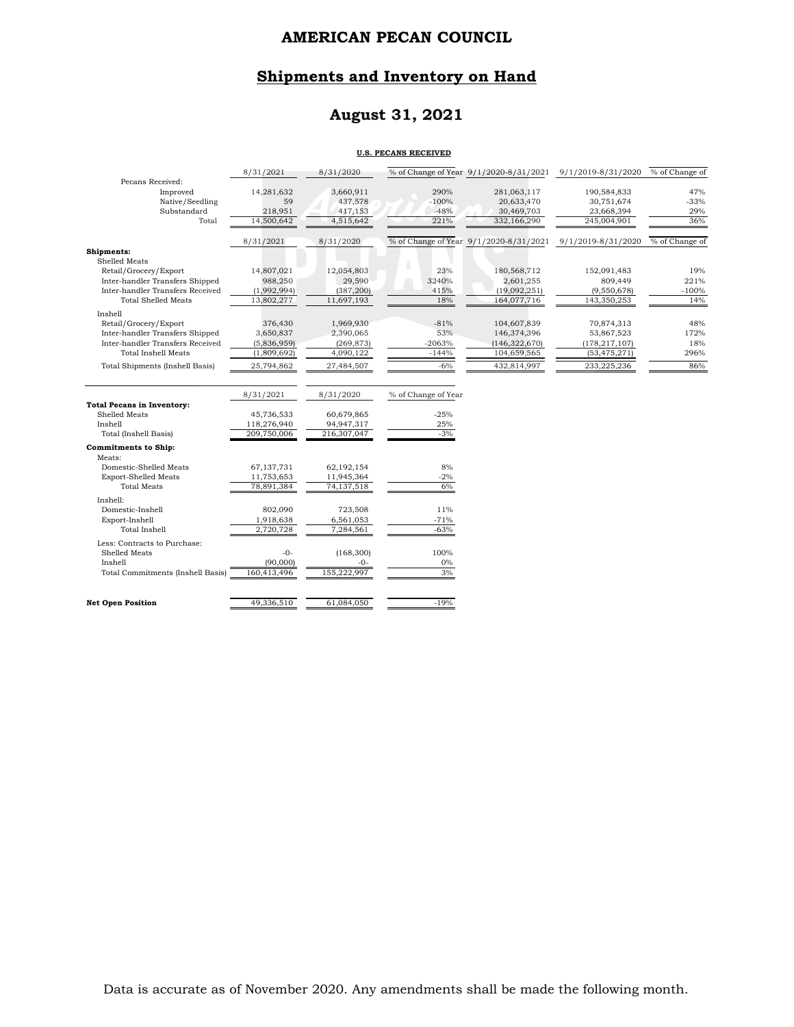# AMERICAN PECAN COUNCIL

## Shipments and Inventory on Hand

## August 31, 2021

**U.S. PECANS RECEIVED**

| | 8/31/2021 | 8/31/2020 | % of Change of Year | 9/1/2020-8/31/2021 | 9/1/2019-8/31/2020 | % of Change of |
|---|---|---|---|---|---|---|
| Pecans Received: | | | | | | |
| Improved | 14,281,632 | 3,660,911 | 290% | 281,063,117 | 190,584,833 | 47% |
| Native/Seedling | 59 | 437,578 | -100% | 20,633,470 | 30,751,674 | -33% |
| Substandard | 218,951 | 417,153 | -48% | 30,469,703 | 23,668,394 | 29% |
| Total | 14,500,642 | 4,515,642 | 221% | 332,166,290 | 245,004,901 | 36% |

| | 8/31/2021 | 8/31/2020 | % of Change of Year | 9/1/2020-8/31/2021 | 9/1/2019-8/31/2020 | % of Change of |
|---|---|---|---|---|---|---|
| **Shipments:** | | | | | | |
| Shelled Meats | | | | | | |
| Retail/Grocery/Export | 14,807,021 | 12,054,803 | 23% | 180,568,712 | 152,091,483 | 19% |
| Inter-handler Transfers Shipped | 988,250 | 29,590 | 3240% | 2,601,255 | 809,449 | 221% |
| Inter-handler Transfers Received | (1,992,994) | (387,200) | 415% | (19,092,251) | (9,550,678) | -100% |
| Total Shelled Meats | 13,802,277 | 11,697,193 | 18% | 164,077,716 | 143,350,253 | 14% |
| Inshell | | | | | | |
| Retail/Grocery/Export | 376,430 | 1,969,930 | -81% | 104,607,839 | 70,874,313 | 48% |
| Inter-handler Transfers Shipped | 3,650,837 | 2,390,065 | 53% | 146,374,396 | 53,867,523 | 172% |
| Inter-handler Transfers Received | (5,836,959) | (269,873) | -2063% | (146,322,670) | (178,217,107) | 18% |
| Total Inshell Meats | (1,809,692) | 4,090,122 | -144% | 104,659,565 | (53,475,271) | 296% |
| Total Shipments (Inshell Basis) | 25,794,862 | 27,484,507 | -6% | 432,814,997 | 233,225,236 | 86% |

| | 8/31/2021 | 8/31/2020 | % of Change of Year |
|---|---|---|---|
| **Total Pecans in Inventory:** | | | |
| Shelled Meats | 45,736,533 | 60,679,865 | -25% |
| Inshell | 118,276,940 | 94,947,317 | 25% |
| Total (Inshell Basis) | 209,750,006 | 216,307,047 | -3% |
| **Commitments to Ship:** | | | |
| Meats: | | | |
| Domestic-Shelled Meats | 67,137,731 | 62,192,154 | 8% |
| Export-Shelled Meats | 11,753,653 | 11,945,364 | -2% |
| Total Meats | 78,891,384 | 74,137,518 | 6% |
| Inshell: | | | |
| Domestic-Inshell | 802,090 | 723,508 | 11% |
| Export-Inshell | 1,918,638 | 6,561,053 | -71% |
| Total Inshell | 2,720,728 | 7,284,561 | -63% |
| Less: Contracts to Purchase: | | | |
| Shelled Meats | -0- | (168,300) | 100% |
| Inshell | (90,000) | -0- | 0% |
| Total Commitments (Inshell Basis) | 160,413,496 | 155,222,997 | 3% |
| **Net Open Position** | 49,336,510 | 61,084,050 | -19% |

Data is accurate as of November 2020. Any amendments shall be made the following month.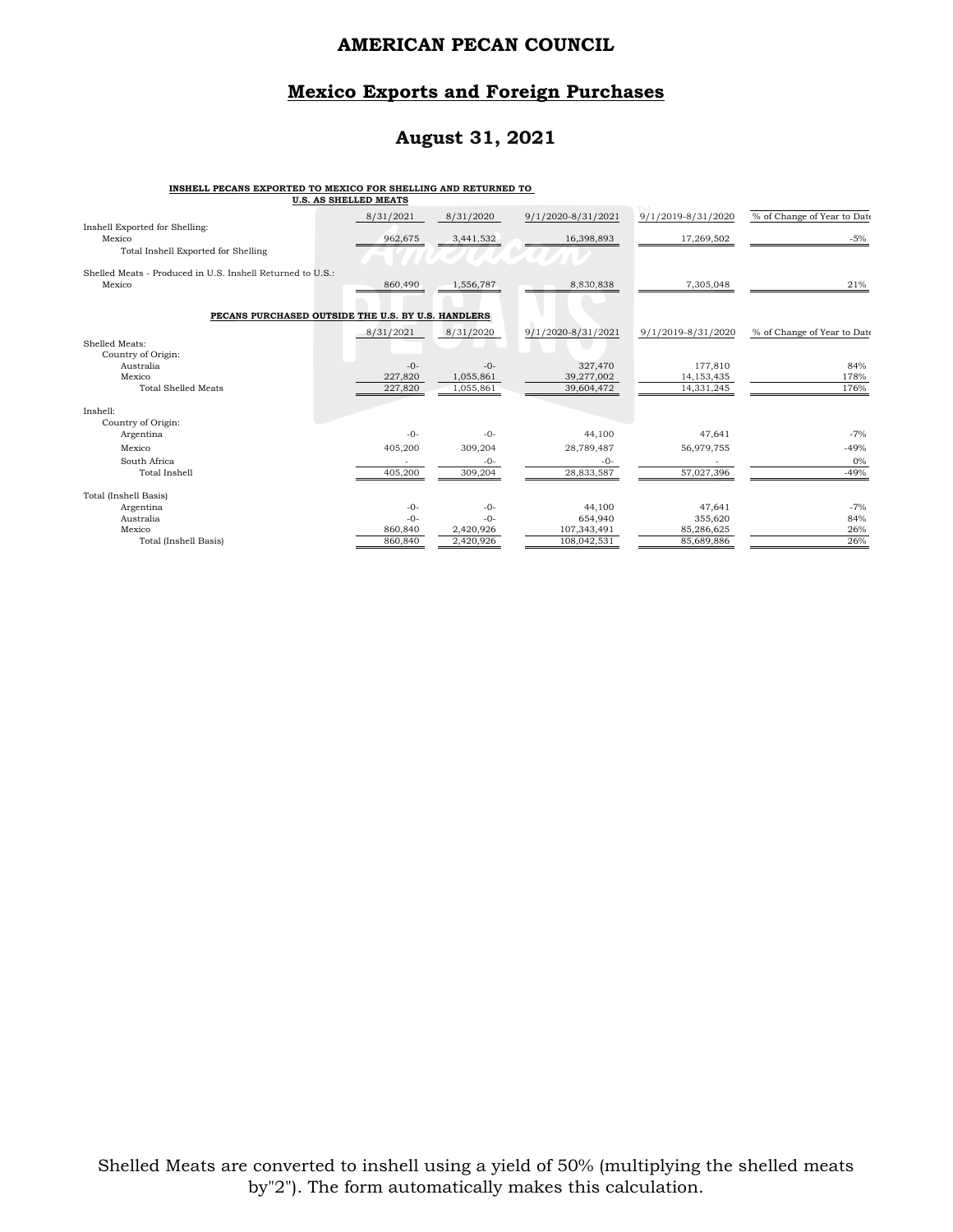# AMERICAN PECAN COUNCIL

## Mexico Exports and Foreign Purchases

## August 31, 2021

**INSHELL PECANS EXPORTED TO MEXICO FOR SHELLING AND RETURNED TO U.S. AS SHELLED MEATS**

| | 8/31/2021 | 8/31/2020 | 9/1/2020-8/31/2021 | 9/1/2019-8/31/2020 | % of Change of Year to Date |
|---|---|---|---|---|---|
| Inshell Exported for Shelling: | | | | | |
| Mexico | 962,675 | 3,441,532 | 16,398,893 | 17,269,502 | -5% |
| Total Inshell Exported for Shelling | | | | | |
| Shelled Meats - Produced in U.S. Inshell Returned to U.S.: | | | | | |
| Mexico | 860,490 | 1,556,787 | 8,830,838 | 7,305,048 | 21% |

**PECANS PURCHASED OUTSIDE THE U.S. BY U.S. HANDLERS**

| | 8/31/2021 | 8/31/2020 | 9/1/2020-8/31/2021 | 9/1/2019-8/31/2020 | % of Change of Year to Date |
|---|---|---|---|---|---|
| Shelled Meats: | | | | | |
| Country of Origin: | | | | | |
| Australia | -0- | -0- | 327,470 | 177,810 | 84% |
| Mexico | 227,820 | 1,055,861 | 39,277,002 | 14,153,435 | 178% |
| Total Shelled Meats | 227,820 | 1,055,861 | 39,604,472 | 14,331,245 | 176% |
| Inshell: | | | | | |
| Country of Origin: | | | | | |
| Argentina | -0- | -0- | 44,100 | 47,641 | -7% |
| Mexico | 405,200 | 309,204 | 28,789,487 | 56,979,755 | -49% |
| South Africa | - | -0- | -0- | - | 0% |
| Total Inshell | 405,200 | 309,204 | 28,833,587 | 57,027,396 | -49% |
| Total (Inshell Basis) | | | | | |
| Argentina | -0- | -0- | 44,100 | 47,641 | -7% |
| Australia | -0- | -0- | 654,940 | 355,620 | 84% |
| Mexico | 860,840 | 2,420,926 | 107,343,491 | 85,286,625 | 26% |
| Total (Inshell Basis) | 860,840 | 2,420,926 | 108,042,531 | 85,689,886 | 26% |

Shelled Meats are converted to inshell using a yield of 50% (multiplying the shelled meats by"2"). The form automatically makes this calculation.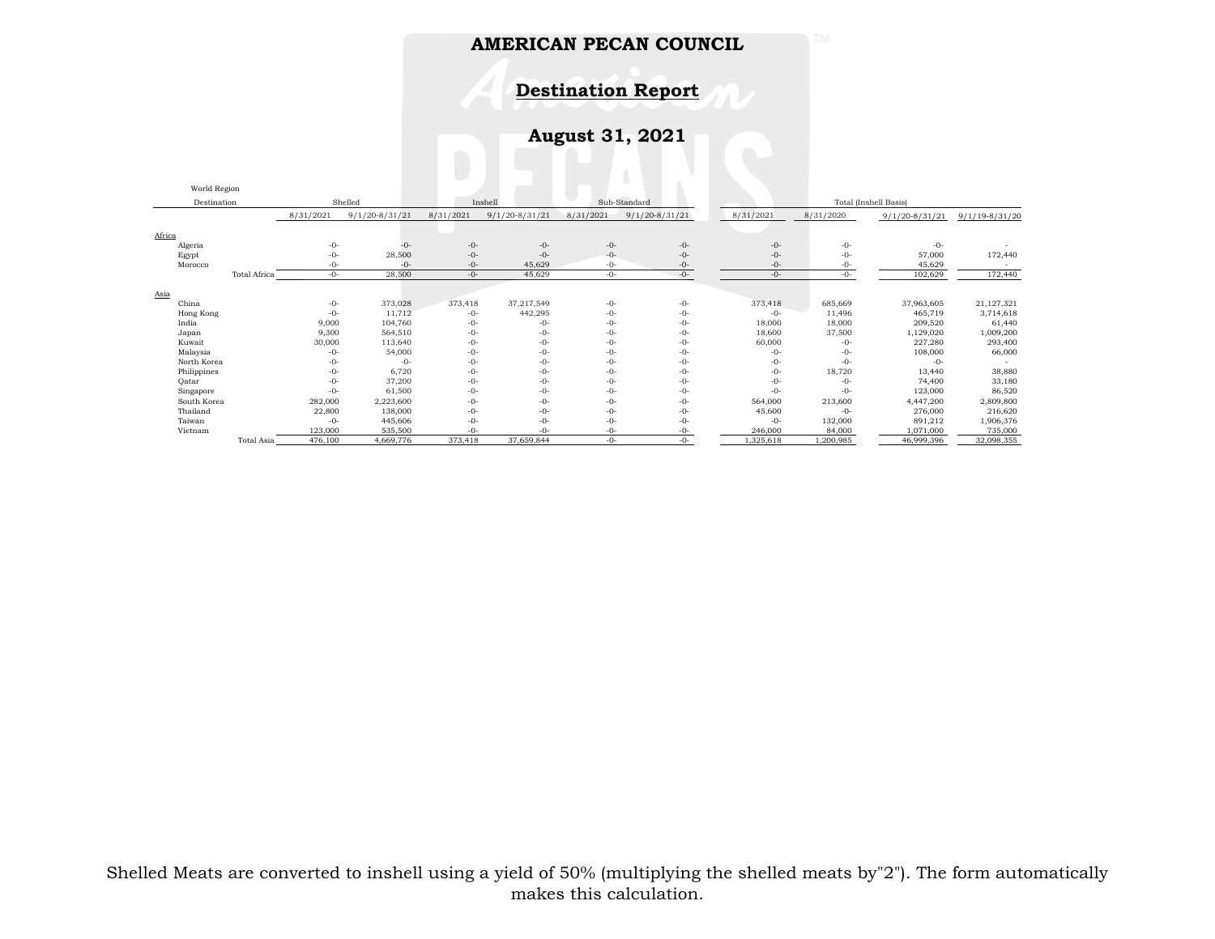# AMERICAN PECAN COUNCIL

## Destination Report

### August 31, 2021

| World Region / Destination | Shelled | | Inshell | | Sub-Standard | | Total (Inshell Basis) | | | |
|---|---|---|---|---|---|---|---|---|---|---|
| | 8/31/2021 | 9/1/20-8/31/21 | 8/31/2021 | 9/1/20-8/31/21 | 8/31/2021 | 9/1/20-8/31/21 | 8/31/2021 | 8/31/2020 | 9/1/20-8/31/21 | 9/1/19-8/31/20 |
| **Africa** | | | | | | | | | | |
| Algeria | -0- | -0- | -0- | -0- | -0- | -0- | -0- | -0- | -0- | - |
| Egypt | -0- | 28,500 | -0- | -0- | -0- | -0- | -0- | -0- | 57,000 | 172,440 |
| Morocco | -0- | -0- | -0- | 45,629 | -0- | -0- | -0- | -0- | 45,629 | - |
| Total Africa | -0- | 28,500 | -0- | 45,629 | -0- | -0- | -0- | -0- | 102,629 | 172,440 |
| **Asia** | | | | | | | | | | |
| China | -0- | 373,028 | 373,418 | 37,217,549 | -0- | -0- | 373,418 | 685,669 | 37,963,605 | 21,127,321 |
| Hong Kong | -0- | 11,712 | -0- | 442,295 | -0- | -0- | -0- | 11,496 | 465,719 | 3,714,618 |
| India | 9,000 | 104,760 | -0- | -0- | -0- | -0- | 18,000 | 18,000 | 209,520 | 61,440 |
| Japan | 9,300 | 564,510 | -0- | -0- | -0- | -0- | 18,600 | 37,500 | 1,129,020 | 1,009,200 |
| Kuwait | 30,000 | 113,640 | -0- | -0- | -0- | -0- | 60,000 | -0- | 227,280 | 293,400 |
| Malaysia | -0- | 54,000 | -0- | -0- | -0- | -0- | -0- | -0- | 108,000 | 66,000 |
| North Korea | -0- | -0- | -0- | -0- | -0- | -0- | -0- | -0- | -0- | - |
| Philippines | -0- | 6,720 | -0- | -0- | -0- | -0- | -0- | 18,720 | 13,440 | 38,880 |
| Qatar | -0- | 37,200 | -0- | -0- | -0- | -0- | -0- | -0- | 74,400 | 33,180 |
| Singapore | -0- | 61,500 | -0- | -0- | -0- | -0- | -0- | -0- | 123,000 | 86,520 |
| South Korea | 282,000 | 2,223,600 | -0- | -0- | -0- | -0- | 564,000 | 213,600 | 4,447,200 | 2,809,800 |
| Thailand | 22,800 | 138,000 | -0- | -0- | -0- | -0- | 45,600 | -0- | 276,000 | 216,620 |
| Taiwan | -0- | 445,606 | -0- | -0- | -0- | -0- | -0- | 132,000 | 891,212 | 1,906,376 |
| Vietnam | 123,000 | 535,500 | -0- | -0- | -0- | -0- | 246,000 | 84,000 | 1,071,000 | 735,000 |
| Total Asia | 476,100 | 4,669,776 | 373,418 | 37,659,844 | -0- | -0- | 1,325,618 | 1,200,985 | 46,999,396 | 32,098,355 |

Shelled Meats are converted to inshell using a yield of 50% (multiplying the shelled meats by"2"). The form automatically makes this calculation.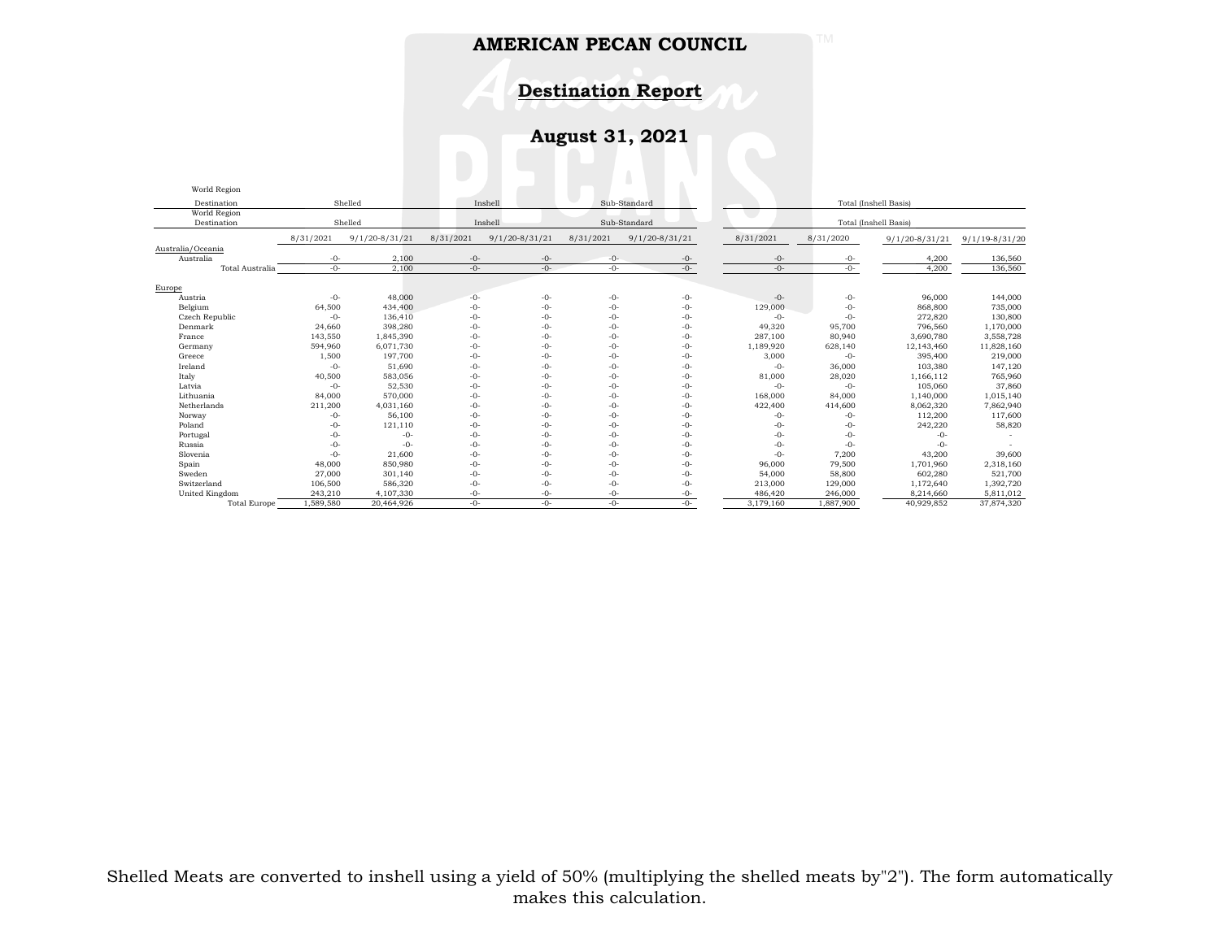# AMERICAN PECAN COUNCIL

## Destination Report

## August 31, 2021

| World Region Destination | Shelled | | Inshell | | Sub-Standard | | Total (Inshell Basis) | | | |
|---|---|---|---|---|---|---|---|---|---|---|
| | 8/31/2021 | 9/1/20-8/31/21 | 8/31/2021 | 9/1/20-8/31/21 | 8/31/2021 | 9/1/20-8/31/21 | 8/31/2021 | 8/31/2020 | 9/1/20-8/31/21 | 9/1/19-8/31/20 |
| Australia/Oceania | | | | | | | | | | |
| Australia | -0- | 2,100 | -0- | -0- | -0- | -0- | -0- | -0- | 4,200 | 136,560 |
| Total Australia | -0- | 2,100 | -0- | -0- | -0- | -0- | -0- | -0- | 4,200 | 136,560 |
| Europe | | | | | | | | | | |
| Austria | -0- | 48,000 | -0- | -0- | -0- | -0- | -0- | -0- | 96,000 | 144,000 |
| Belgium | 64,500 | 434,400 | -0- | -0- | -0- | -0- | 129,000 | -0- | 868,800 | 735,000 |
| Czech Republic | -0- | 136,410 | -0- | -0- | -0- | -0- | -0- | -0- | 272,820 | 130,800 |
| Denmark | 24,660 | 398,280 | -0- | -0- | -0- | -0- | 49,320 | 95,700 | 796,560 | 1,170,000 |
| France | 143,550 | 1,845,390 | -0- | -0- | -0- | -0- | 287,100 | 80,940 | 3,690,780 | 3,558,728 |
| Germany | 594,960 | 6,071,730 | -0- | -0- | -0- | -0- | 1,189,920 | 628,140 | 12,143,460 | 11,828,160 |
| Greece | 1,500 | 197,700 | -0- | -0- | -0- | -0- | 3,000 | -0- | 395,400 | 219,000 |
| Ireland | -0- | 51,690 | -0- | -0- | -0- | -0- | -0- | 36,000 | 103,380 | 147,120 |
| Italy | 40,500 | 583,056 | -0- | -0- | -0- | -0- | 81,000 | 28,020 | 1,166,112 | 765,960 |
| Latvia | -0- | 52,530 | -0- | -0- | -0- | -0- | -0- | -0- | 105,060 | 37,860 |
| Lithuania | 84,000 | 570,000 | -0- | -0- | -0- | -0- | 168,000 | 84,000 | 1,140,000 | 1,015,140 |
| Netherlands | 211,200 | 4,031,160 | -0- | -0- | -0- | -0- | 422,400 | 414,600 | 8,062,320 | 7,862,940 |
| Norway | -0- | 56,100 | -0- | -0- | -0- | -0- | -0- | -0- | 112,200 | 117,600 |
| Poland | -0- | 121,110 | -0- | -0- | -0- | -0- | -0- | -0- | 242,220 | 58,820 |
| Portugal | -0- | -0- | -0- | -0- | -0- | -0- | -0- | -0- | -0- | - |
| Russia | -0- | -0- | -0- | -0- | -0- | -0- | -0- | -0- | -0- | - |
| Slovenia | -0- | 21,600 | -0- | -0- | -0- | -0- | -0- | 7,200 | 43,200 | 39,600 |
| Spain | 48,000 | 850,980 | -0- | -0- | -0- | -0- | 96,000 | 79,500 | 1,701,960 | 2,318,160 |
| Sweden | 27,000 | 301,140 | -0- | -0- | -0- | -0- | 54,000 | 58,800 | 602,280 | 521,700 |
| Switzerland | 106,500 | 586,320 | -0- | -0- | -0- | -0- | 213,000 | 129,000 | 1,172,640 | 1,392,720 |
| United Kingdom | 243,210 | 4,107,330 | -0- | -0- | -0- | -0- | 486,420 | 246,000 | 8,214,660 | 5,811,012 |
| Total Europe | 1,589,580 | 20,464,926 | -0- | -0- | -0- | -0- | 3,179,160 | 1,887,900 | 40,929,852 | 37,874,320 |

Shelled Meats are converted to inshell using a yield of 50% (multiplying the shelled meats by"2"). The form automatically makes this calculation.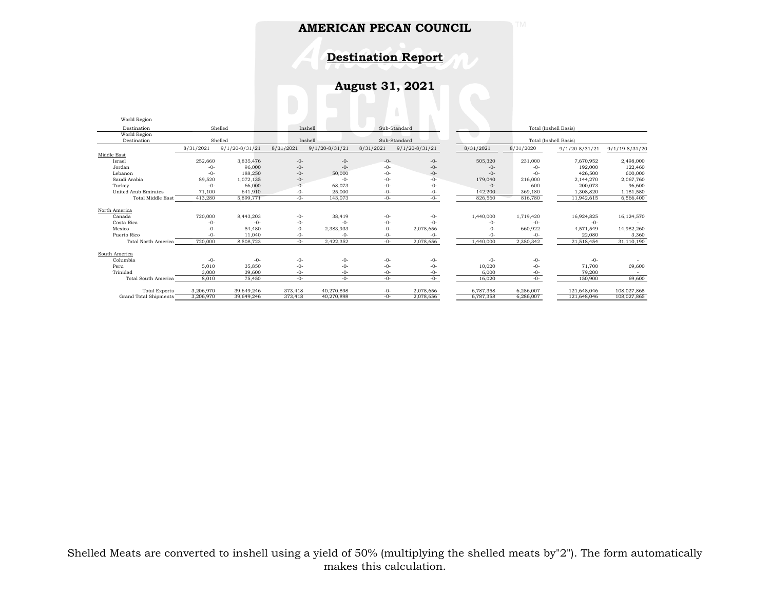# AMERICAN PECAN COUNCIL

## Destination Report

## August 31, 2021

| World Region Destination | Shelled | | Inshell | | Sub-Standard | | Total (Inshell Basis) | | | |
|---|---|---|---|---|---|---|---|---|---|---|
| | 8/31/2021 | 9/1/20-8/31/21 | 8/31/2021 | 9/1/20-8/31/21 | 8/31/2021 | 9/1/20-8/31/21 | 8/31/2021 | 8/31/2020 | 9/1/20-8/31/21 | 9/1/19-8/31/20 |
| Middle East | | | | | | | | | | |
| Israel | 252,660 | 3,835,476 | -0- | -0- | -0- | -0- | 505,320 | 231,000 | 7,670,952 | 2,498,000 |
| Jordan | -0- | 96,000 | -0- | -0- | -0- | -0- | -0- | -0- | 192,000 | 122,460 |
| Lebanon | -0- | 188,250 | -0- | 50,000 | -0- | -0- | -0- | -0- | 426,500 | 600,000 |
| Saudi Arabia | 89,520 | 1,072,135 | -0- | -0- | -0- | -0- | 179,040 | 216,000 | 2,144,270 | 2,067,760 |
| Turkey | -0- | 66,000 | -0- | 68,073 | -0- | -0- | -0- | 600 | 200,073 | 96,600 |
| United Arab Emirates | 71,100 | 641,910 | -0- | 25,000 | -0- | -0- | 142,200 | 369,180 | 1,308,820 | 1,181,580 |
| Total Middle East | 413,280 | 5,899,771 | -0- | 143,073 | -0- | -0- | 826,560 | 816,780 | 11,942,615 | 6,566,400 |
| North America | | | | | | | | | | |
| Canada | 720,000 | 8,443,203 | -0- | 38,419 | -0- | -0- | 1,440,000 | 1,719,420 | 16,924,825 | 16,124,570 |
| Costa Rica | -0- | -0- | -0- | -0- | -0- | -0- | -0- | -0- | -0- | - |
| Mexico | -0- | 54,480 | -0- | 2,383,933 | -0- | 2,078,656 | -0- | 660,922 | 4,571,549 | 14,982,260 |
| Puerto Rico | -0- | 11,040 | -0- | -0- | -0- | -0- | -0- | -0- | 22,080 | 3,360 |
| Total North America | 720,000 | 8,508,723 | -0- | 2,422,352 | -0- | 2,078,656 | 1,440,000 | 2,380,342 | 21,518,454 | 31,110,190 |
| South America | | | | | | | | | | |
| Columbia | -0- | -0- | -0- | -0- | -0- | -0- | -0- | -0- | -0- | - |
| Peru | 5,010 | 35,850 | -0- | -0- | -0- | -0- | 10,020 | -0- | 71,700 | 69,600 |
| Trinidad | 3,000 | 39,600 | -0- | -0- | -0- | -0- | 6,000 | -0- | 79,200 | - |
| Total South America | 8,010 | 75,450 | -0- | -0- | -0- | -0- | 16,020 | -0- | 150,900 | 69,600 |
| Total Exports | 3,206,970 | 39,649,246 | 373,418 | 40,270,898 | -0- | 2,078,656 | 6,787,358 | 6,286,007 | 121,648,046 | 108,027,865 |
| Grand Total Shipments | 3,206,970 | 39,649,246 | 373,418 | 40,270,898 | -0- | 2,078,656 | 6,787,358 | 6,286,007 | 121,648,046 | 108,027,865 |

Shelled Meats are converted to inshell using a yield of 50% (multiplying the shelled meats by"2"). The form automatically makes this calculation.